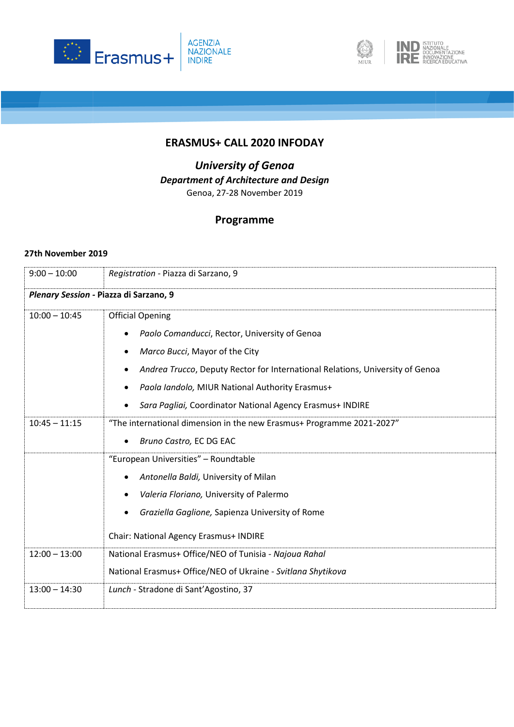# ERASMUS+ CALL 2020 INFODAY

## *University of Genoa*

### *Department of Architecture and Design*

Genoa, 27-28 November 2019

## Programme

**27th November 2019**

| | |
|---|---|
| 9:00 – 10:00 | *Registration* - Piazza di Sarzano, 9 |
| ***Plenary Session*** **- Piazza di Sarzano, 9** | |
| 10:00 – 10:45 | Official Opening<br>• *Paolo Comanducci*, Rector, University of Genoa<br>• *Marco Bucci*, Mayor of the City<br>• *Andrea Trucco*, Deputy Rector for International Relations, University of Genoa<br>• *Paola Iandolo,* MIUR National Authority Erasmus+<br>• *Sara Pagliai,* Coordinator National Agency Erasmus+ INDIRE |
| 10:45 – 11:15 | "The international dimension in the new Erasmus+ Programme 2021-2027"<br>• *Bruno Castro,* EC DG EAC |
| | "European Universities" – Roundtable<br>• *Antonella Baldi,* University of Milan<br>• *Valeria Floriano,* University of Palermo<br>• *Graziella Gaglione,* Sapienza University of Rome<br><br>Chair: National Agency Erasmus+ INDIRE |
| 12:00 – 13:00 | National Erasmus+ Office/NEO of Tunisia - *Najoua Rahal*<br>National Erasmus+ Office/NEO of Ukraine - *Svitlana Shytikova* |
| 13:00 – 14:30 | *Lunch* - Stradone di Sant'Agostino, 37 |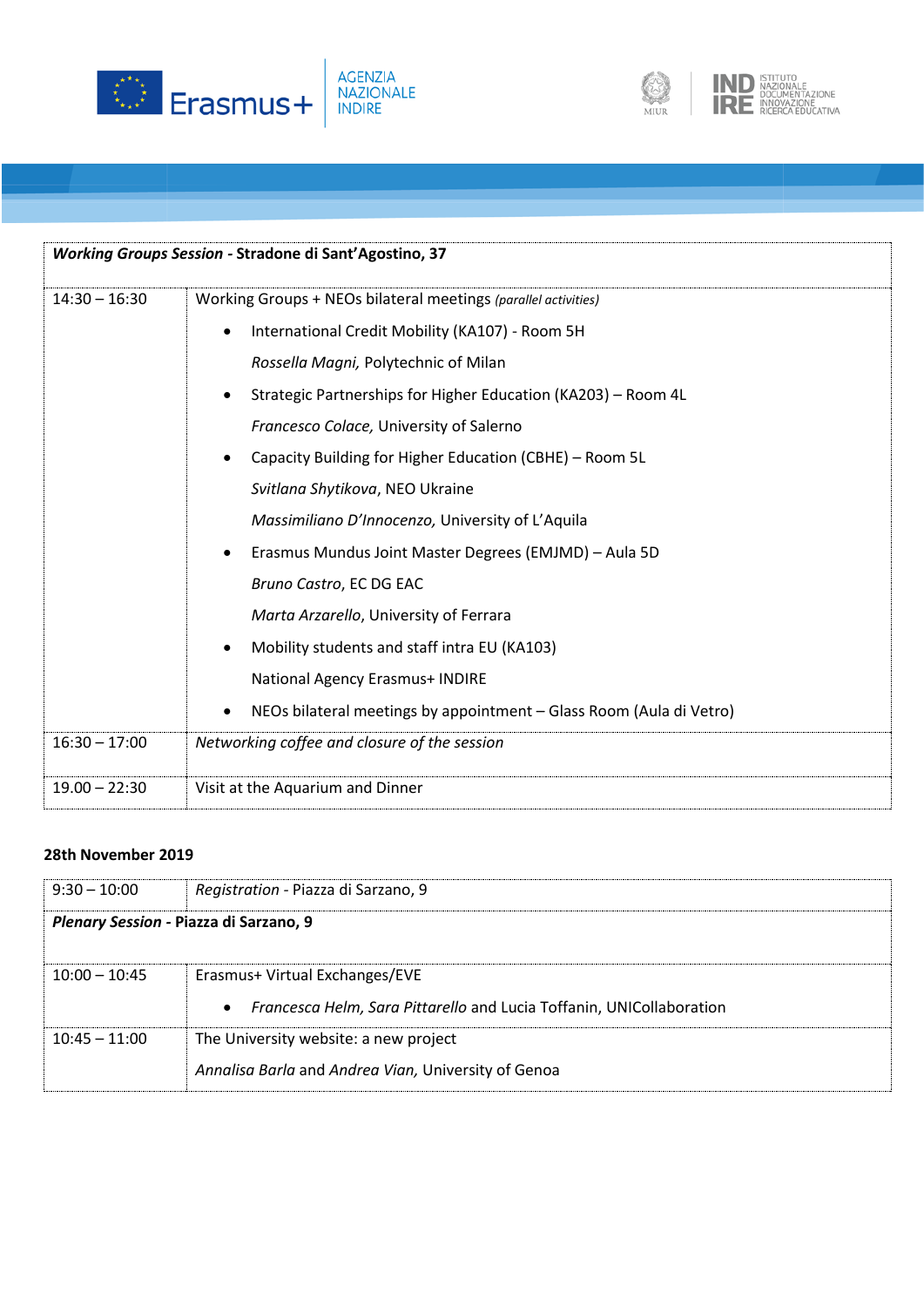| ***Working Groups Session*** **- Stradone di Sant'Agostino, 37** | |
|---|---|
| 14:30 – 16:30 | Working Groups + NEOs bilateral meetings *(parallel activities)*<br>• International Credit Mobility (KA107) - Room 5H<br>*Rossella Magni,* Polytechnic of Milan<br>• Strategic Partnerships for Higher Education (KA203) – Room 4L<br>*Francesco Colace,* University of Salerno<br>• Capacity Building for Higher Education (CBHE) – Room 5L<br>*Svitlana Shytikova*, NEO Ukraine<br>*Massimiliano D'Innocenzo,* University of L'Aquila<br>• Erasmus Mundus Joint Master Degrees (EMJMD) – Aula 5D<br>*Bruno Castro*, EC DG EAC<br>*Marta Arzarello*, University of Ferrara<br>• Mobility students and staff intra EU (KA103)<br>National Agency Erasmus+ INDIRE<br>• NEOs bilateral meetings by appointment – Glass Room (Aula di Vetro) |
| 16:30 – 17:00 | *Networking coffee and closure of the session* |
| 19.00 – 22:30 | Visit at the Aquarium and Dinner |

**28th November 2019**

| 9:30 – 10:00 | *Registration* - Piazza di Sarzano, 9 |
|---|---|
| ***Plenary Session*** **- Piazza di Sarzano, 9** | |
| 10:00 – 10:45 | Erasmus+ Virtual Exchanges/EVE<br>• *Francesca Helm, Sara Pittarello* and Lucia Toffanin, UNICollaboration |
| 10:45 – 11:00 | The University website: a new project<br>*Annalisa Barla* and *Andrea Vian,* University of Genoa |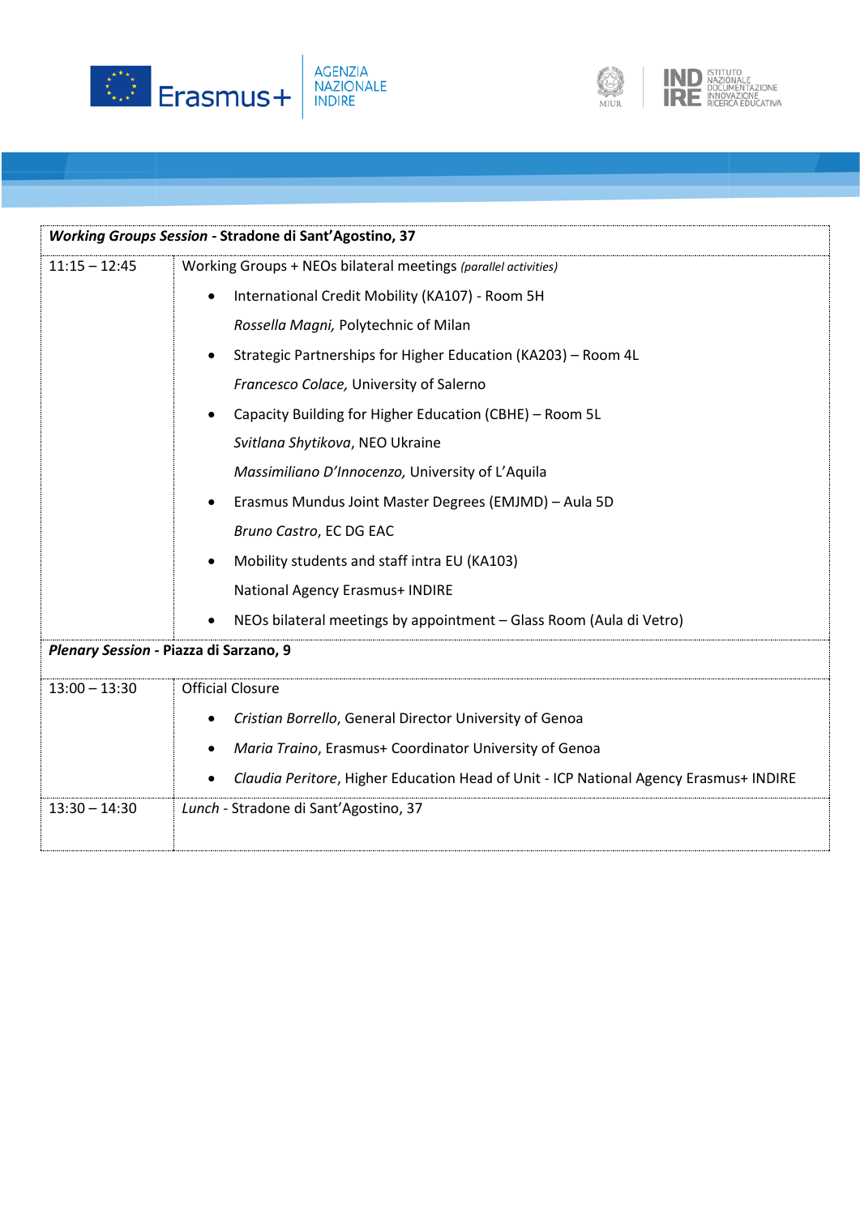| | |
|---|---|
| ***Working Groups Session*** **- Stradone di Sant'Agostino, 37** | |
| 11:15 – 12:45 | Working Groups + NEOs bilateral meetings *(parallel activities)*<br>• International Credit Mobility (KA107) - Room 5H<br>*Rossella Magni,* Polytechnic of Milan<br>• Strategic Partnerships for Higher Education (KA203) – Room 4L<br>*Francesco Colace,* University of Salerno<br>• Capacity Building for Higher Education (CBHE) – Room 5L<br>*Svitlana Shytikova*, NEO Ukraine<br>*Massimiliano D'Innocenzo,* University of L'Aquila<br>• Erasmus Mundus Joint Master Degrees (EMJMD) – Aula 5D<br>*Bruno Castro*, EC DG EAC<br>• Mobility students and staff intra EU (KA103)<br>National Agency Erasmus+ INDIRE<br>• NEOs bilateral meetings by appointment – Glass Room (Aula di Vetro) |
| ***Plenary Session*** **- Piazza di Sarzano, 9** | |
| 13:00 – 13:30 | Official Closure<br>• *Cristian Borrello*, General Director University of Genoa<br>• *Maria Traino*, Erasmus+ Coordinator University of Genoa<br>• *Claudia Peritore*, Higher Education Head of Unit - ICP National Agency Erasmus+ INDIRE |
| 13:30 – 14:30 | *Lunch* - Stradone di Sant'Agostino, 37 |